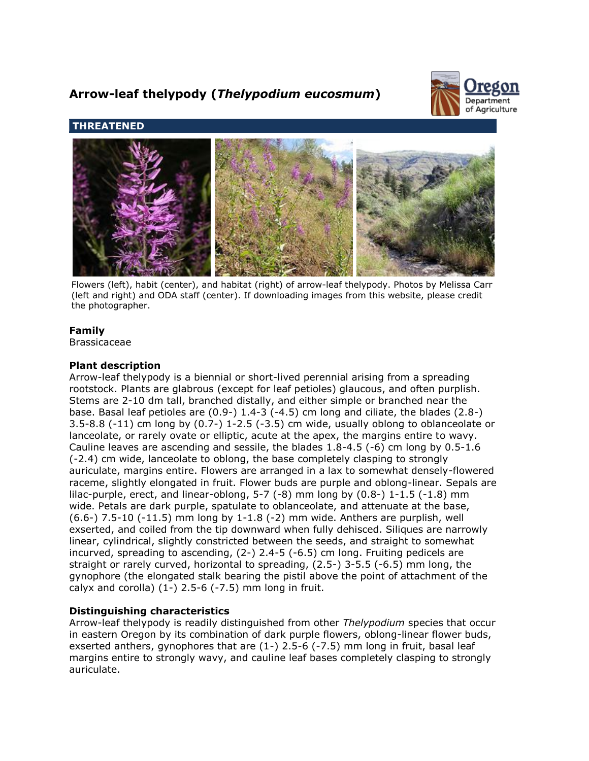# Arrow-leaf thelypody (*Thelypodium eucosmum*)

**THREATENED**

Flowers (left), habit (center), and habitat (right) of arrow-leaf thelypody. Photos by Melissa Carr (left and right) and ODA staff (center). If downloading images from this website, please credit the photographer.

### Family

Brassicaceae

### Plant description

Arrow-leaf thelypody is a biennial or short-lived perennial arising from a spreading rootstock. Plants are glabrous (except for leaf petioles) glaucous, and often purplish. Stems are 2-10 dm tall, branched distally, and either simple or branched near the base. Basal leaf petioles are (0.9-) 1.4-3 (-4.5) cm long and ciliate, the blades (2.8-) 3.5-8.8 (-11) cm long by (0.7-) 1-2.5 (-3.5) cm wide, usually oblong to oblanceolate or lanceolate, or rarely ovate or elliptic, acute at the apex, the margins entire to wavy. Cauline leaves are ascending and sessile, the blades 1.8-4.5 (-6) cm long by 0.5-1.6 (-2.4) cm wide, lanceolate to oblong, the base completely clasping to strongly auriculate, margins entire. Flowers are arranged in a lax to somewhat densely-flowered raceme, slightly elongated in fruit. Flower buds are purple and oblong-linear. Sepals are lilac-purple, erect, and linear-oblong, 5-7 (-8) mm long by (0.8-) 1-1.5 (-1.8) mm wide. Petals are dark purple, spatulate to oblanceolate, and attenuate at the base, (6.6-) 7.5-10 (-11.5) mm long by 1-1.8 (-2) mm wide. Anthers are purplish, well exserted, and coiled from the tip downward when fully dehisced. Siliques are narrowly linear, cylindrical, slightly constricted between the seeds, and straight to somewhat incurved, spreading to ascending, (2-) 2.4-5 (-6.5) cm long. Fruiting pedicels are straight or rarely curved, horizontal to spreading, (2.5-) 3-5.5 (-6.5) mm long, the gynophore (the elongated stalk bearing the pistil above the point of attachment of the calyx and corolla) (1-) 2.5-6 (-7.5) mm long in fruit.

### Distinguishing characteristics

Arrow-leaf thelypody is readily distinguished from other *Thelypodium* species that occur in eastern Oregon by its combination of dark purple flowers, oblong-linear flower buds, exserted anthers, gynophores that are (1-) 2.5-6 (-7.5) mm long in fruit, basal leaf margins entire to strongly wavy, and cauline leaf bases completely clasping to strongly auriculate.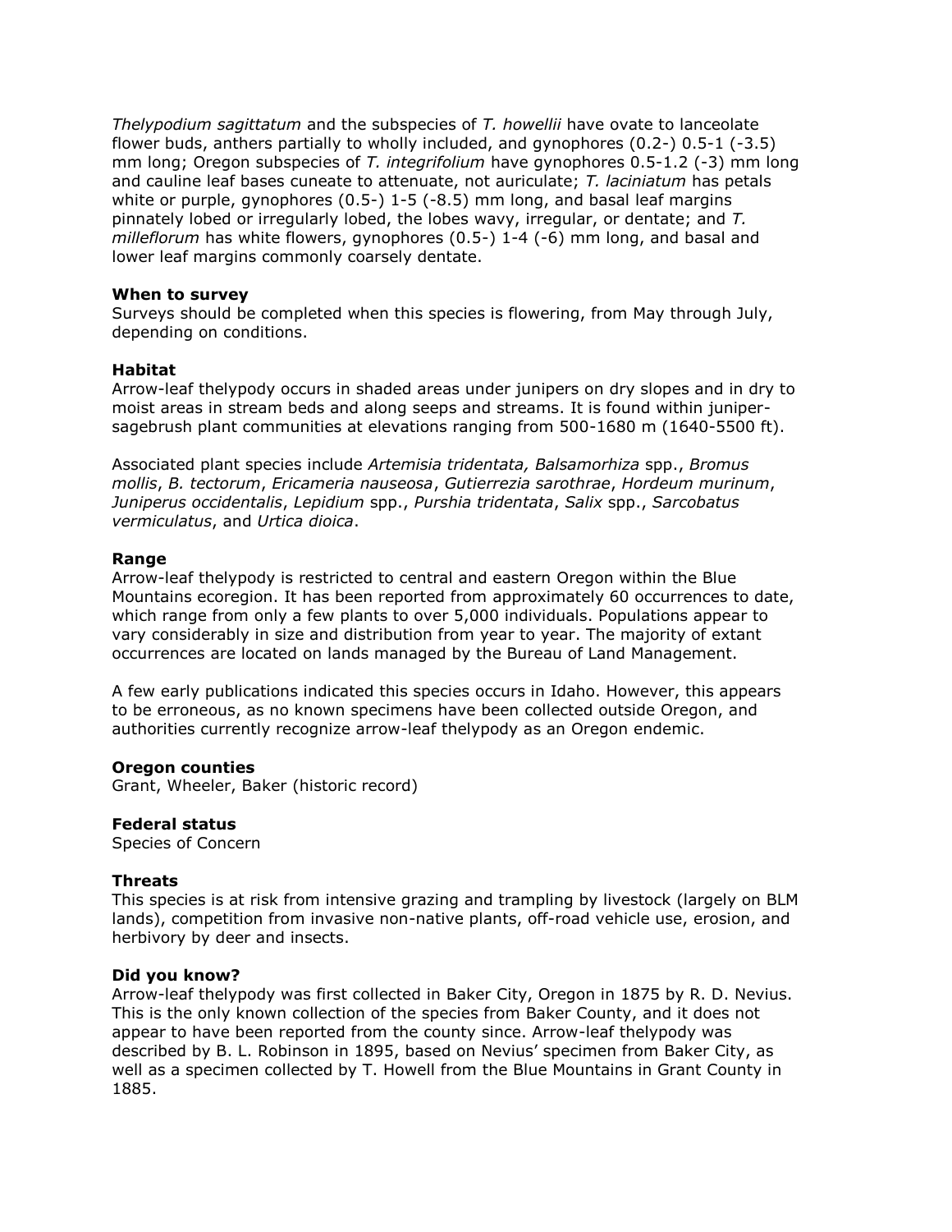*Thelypodium sagittatum* and the subspecies of *T. howellii* have ovate to lanceolate flower buds, anthers partially to wholly included, and gynophores (0.2-) 0.5-1 (-3.5) mm long; Oregon subspecies of *T. integrifolium* have gynophores 0.5-1.2 (-3) mm long and cauline leaf bases cuneate to attenuate, not auriculate; *T. laciniatum* has petals white or purple, gynophores (0.5-) 1-5 (-8.5) mm long, and basal leaf margins pinnately lobed or irregularly lobed, the lobes wavy, irregular, or dentate; and *T. milleflorum* has white flowers, gynophores (0.5-) 1-4 (-6) mm long, and basal and lower leaf margins commonly coarsely dentate.

**When to survey**
Surveys should be completed when this species is flowering, from May through July, depending on conditions.

**Habitat**
Arrow-leaf thelypody occurs in shaded areas under junipers on dry slopes and in dry to moist areas in stream beds and along seeps and streams. It is found within juniper-sagebrush plant communities at elevations ranging from 500-1680 m (1640-5500 ft).

Associated plant species include *Artemisia tridentata, Balsamorhiza* spp., *Bromus mollis*, *B. tectorum*, *Ericameria nauseosa*, *Gutierrezia sarothrae*, *Hordeum murinum*, *Juniperus occidentalis*, *Lepidium* spp., *Purshia tridentata*, *Salix* spp., *Sarcobatus vermiculatus*, and *Urtica dioica*.

**Range**
Arrow-leaf thelypody is restricted to central and eastern Oregon within the Blue Mountains ecoregion. It has been reported from approximately 60 occurrences to date, which range from only a few plants to over 5,000 individuals. Populations appear to vary considerably in size and distribution from year to year. The majority of extant occurrences are located on lands managed by the Bureau of Land Management.

A few early publications indicated this species occurs in Idaho. However, this appears to be erroneous, as no known specimens have been collected outside Oregon, and authorities currently recognize arrow-leaf thelypody as an Oregon endemic.

**Oregon counties**
Grant, Wheeler, Baker (historic record)

**Federal status**
Species of Concern

**Threats**
This species is at risk from intensive grazing and trampling by livestock (largely on BLM lands), competition from invasive non-native plants, off-road vehicle use, erosion, and herbivory by deer and insects.

**Did you know?**
Arrow-leaf thelypody was first collected in Baker City, Oregon in 1875 by R. D. Nevius. This is the only known collection of the species from Baker County, and it does not appear to have been reported from the county since. Arrow-leaf thelypody was described by B. L. Robinson in 1895, based on Nevius' specimen from Baker City, as well as a specimen collected by T. Howell from the Blue Mountains in Grant County in 1885.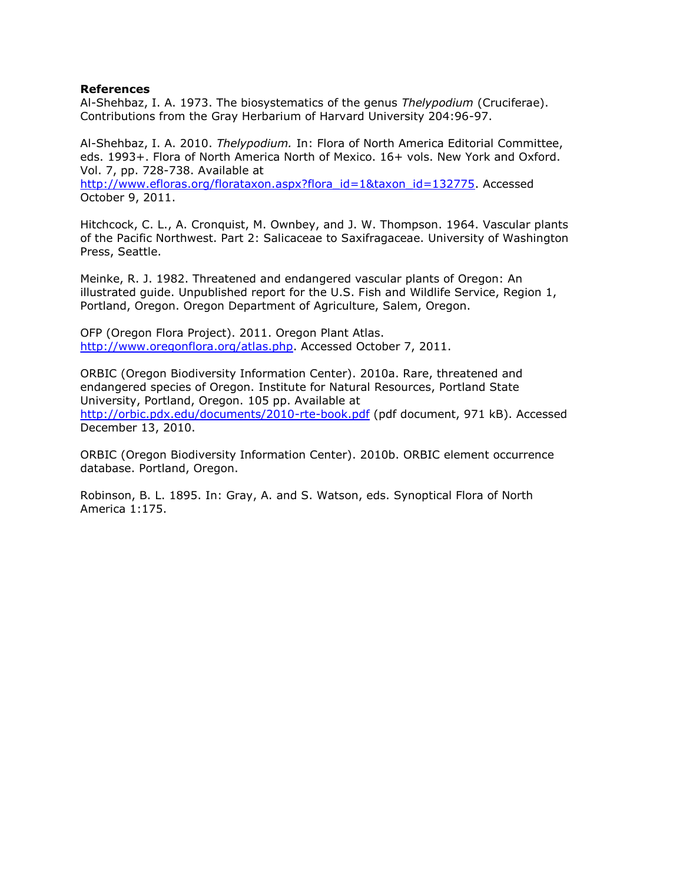**References**

Al-Shehbaz, I. A. 1973. The biosystematics of the genus *Thelypodium* (Cruciferae). Contributions from the Gray Herbarium of Harvard University 204:96-97.

Al-Shehbaz, I. A. 2010. *Thelypodium.* In: Flora of North America Editorial Committee, eds. 1993+. Flora of North America North of Mexico. 16+ vols. New York and Oxford. Vol. 7, pp. 728-738. Available at http://www.efloras.org/florataxon.aspx?flora_id=1&taxon_id=132775. Accessed October 9, 2011.

Hitchcock, C. L., A. Cronquist, M. Ownbey, and J. W. Thompson. 1964. Vascular plants of the Pacific Northwest. Part 2: Salicaceae to Saxifragaceae. University of Washington Press, Seattle.

Meinke, R. J. 1982. Threatened and endangered vascular plants of Oregon: An illustrated guide. Unpublished report for the U.S. Fish and Wildlife Service, Region 1, Portland, Oregon. Oregon Department of Agriculture, Salem, Oregon.

OFP (Oregon Flora Project). 2011. Oregon Plant Atlas. http://www.oregonflora.org/atlas.php. Accessed October 7, 2011.

ORBIC (Oregon Biodiversity Information Center). 2010a. Rare, threatened and endangered species of Oregon. Institute for Natural Resources, Portland State University, Portland, Oregon. 105 pp. Available at http://orbic.pdx.edu/documents/2010-rte-book.pdf (pdf document, 971 kB). Accessed December 13, 2010.

ORBIC (Oregon Biodiversity Information Center). 2010b. ORBIC element occurrence database. Portland, Oregon.

Robinson, B. L. 1895. In: Gray, A. and S. Watson, eds. Synoptical Flora of North America 1:175.